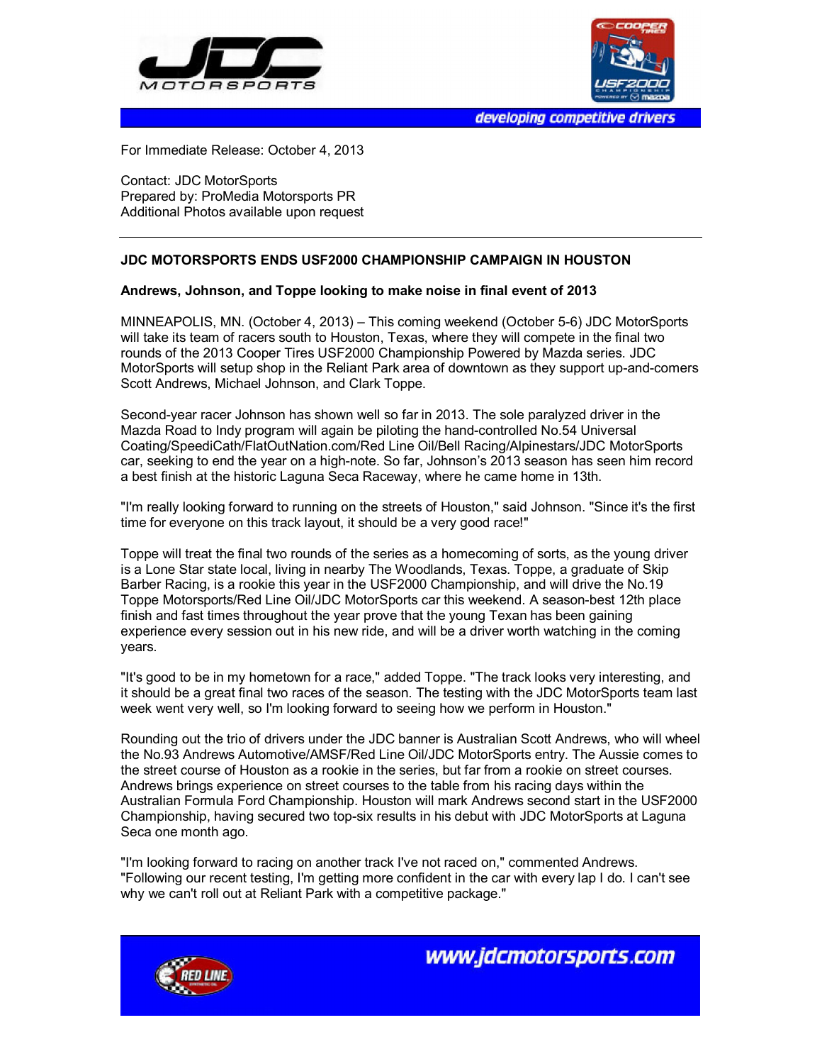developing competitive drivers

For Immediate Release: October 4, 2013

Contact: JDC MotorSports
Prepared by: ProMedia Motorsports PR
Additional Photos available upon request

---

**JDC MOTORSPORTS ENDS USF2000 CHAMPIONSHIP CAMPAIGN IN HOUSTON**

**Andrews, Johnson, and Toppe looking to make noise in final event of 2013**

MINNEAPOLIS, MN. (October 4, 2013) – This coming weekend (October 5-6) JDC MotorSports will take its team of racers south to Houston, Texas, where they will compete in the final two rounds of the 2013 Cooper Tires USF2000 Championship Powered by Mazda series. JDC MotorSports will setup shop in the Reliant Park area of downtown as they support up-and-comers Scott Andrews, Michael Johnson, and Clark Toppe.

Second-year racer Johnson has shown well so far in 2013. The sole paralyzed driver in the Mazda Road to Indy program will again be piloting the hand-controlled No.54 Universal Coating/SpeediCath/FlatOutNation.com/Red Line Oil/Bell Racing/Alpinestars/JDC MotorSports car, seeking to end the year on a high-note. So far, Johnson's 2013 season has seen him record a best finish at the historic Laguna Seca Raceway, where he came home in 13th.

"I'm really looking forward to running on the streets of Houston," said Johnson. "Since it's the first time for everyone on this track layout, it should be a very good race!"

Toppe will treat the final two rounds of the series as a homecoming of sorts, as the young driver is a Lone Star state local, living in nearby The Woodlands, Texas. Toppe, a graduate of Skip Barber Racing, is a rookie this year in the USF2000 Championship, and will drive the No.19 Toppe Motorsports/Red Line Oil/JDC MotorSports car this weekend. A season-best 12th place finish and fast times throughout the year prove that the young Texan has been gaining experience every session out in his new ride, and will be a driver worth watching in the coming years.

"It's good to be in my hometown for a race," added Toppe. "The track looks very interesting, and it should be a great final two races of the season. The testing with the JDC MotorSports team last week went very well, so I'm looking forward to seeing how we perform in Houston."

Rounding out the trio of drivers under the JDC banner is Australian Scott Andrews, who will wheel the No.93 Andrews Automotive/AMSF/Red Line Oil/JDC MotorSports entry. The Aussie comes to the street course of Houston as a rookie in the series, but far from a rookie on street courses. Andrews brings experience on street courses to the table from his racing days within the Australian Formula Ford Championship. Houston will mark Andrews second start in the USF2000 Championship, having secured two top-six results in his debut with JDC MotorSports at Laguna Seca one month ago.

"I'm looking forward to racing on another track I've not raced on," commented Andrews. "Following our recent testing, I'm getting more confident in the car with every lap I do. I can't see why we can't roll out at Reliant Park with a competitive package."

www.jdcmotorsports.com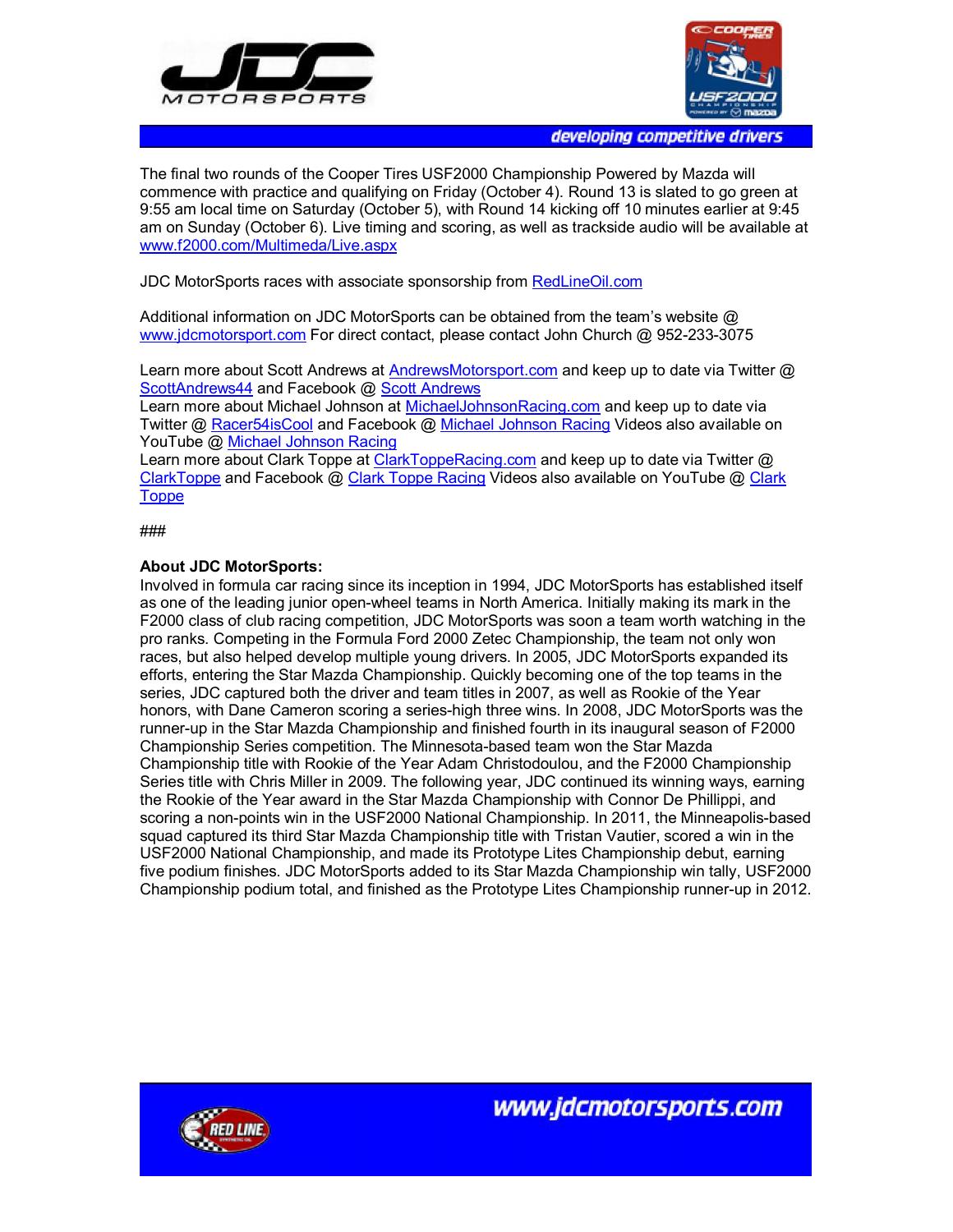The final two rounds of the Cooper Tires USF2000 Championship Powered by Mazda will commence with practice and qualifying on Friday (October 4). Round 13 is slated to go green at 9:55 am local time on Saturday (October 5), with Round 14 kicking off 10 minutes earlier at 9:45 am on Sunday (October 6). Live timing and scoring, as well as trackside audio will be available at www.f2000.com/Multimeda/Live.aspx

JDC MotorSports races with associate sponsorship from RedLineOil.com

Additional information on JDC MotorSports can be obtained from the team's website @ www.jdcmotorsport.com For direct contact, please contact John Church @ 952-233-3075

Learn more about Scott Andrews at AndrewsMotorsport.com and keep up to date via Twitter @ ScottAndrews44 and Facebook @ Scott Andrews
Learn more about Michael Johnson at MichaelJohnsonRacing.com and keep up to date via Twitter @ Racer54isCool and Facebook @ Michael Johnson Racing Videos also available on YouTube @ Michael Johnson Racing
Learn more about Clark Toppe at ClarkToppeRacing.com and keep up to date via Twitter @ ClarkToppe and Facebook @ Clark Toppe Racing Videos also available on YouTube @ Clark Toppe

###

**About JDC MotorSports:**
Involved in formula car racing since its inception in 1994, JDC MotorSports has established itself as one of the leading junior open-wheel teams in North America. Initially making its mark in the F2000 class of club racing competition, JDC MotorSports was soon a team worth watching in the pro ranks. Competing in the Formula Ford 2000 Zetec Championship, the team not only won races, but also helped develop multiple young drivers. In 2005, JDC MotorSports expanded its efforts, entering the Star Mazda Championship. Quickly becoming one of the top teams in the series, JDC captured both the driver and team titles in 2007, as well as Rookie of the Year honors, with Dane Cameron scoring a series-high three wins. In 2008, JDC MotorSports was the runner-up in the Star Mazda Championship and finished fourth in its inaugural season of F2000 Championship Series competition. The Minnesota-based team won the Star Mazda Championship title with Rookie of the Year Adam Christodoulou, and the F2000 Championship Series title with Chris Miller in 2009. The following year, JDC continued its winning ways, earning the Rookie of the Year award in the Star Mazda Championship with Connor De Phillippi, and scoring a non-points win in the USF2000 National Championship. In 2011, the Minneapolis-based squad captured its third Star Mazda Championship title with Tristan Vautier, scored a win in the USF2000 National Championship, and made its Prototype Lites Championship debut, earning five podium finishes. JDC MotorSports added to its Star Mazda Championship win tally, USF2000 Championship podium total, and finished as the Prototype Lites Championship runner-up in 2012.